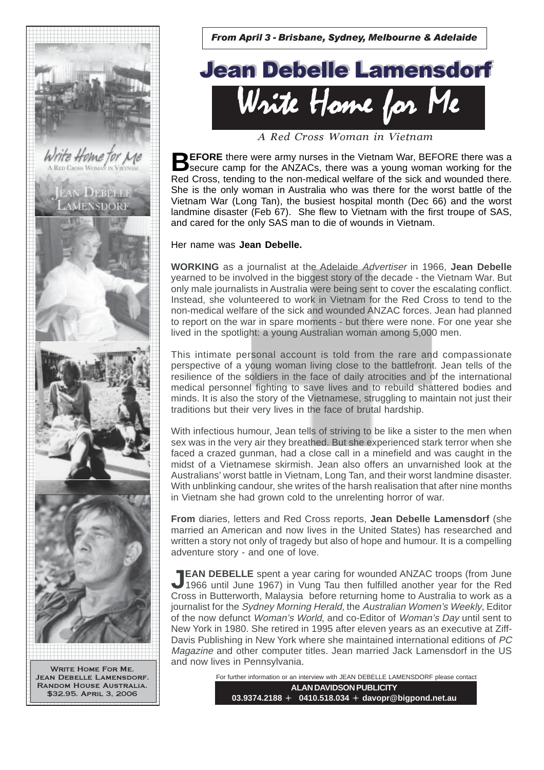*From April 3 - Brisbane, Sydney, Melbourne & Adelaide*

# Jean Debelle Lamensdorf

# Write Home for Me

*A Red Cross Woman in Vietnam*

**BEFORE** there were army nurses in the Vietnam War, BEFORE there was a secure camp for the ANZACs, there was a young woman working for the Red Cross, tending to the non-medical welfare of the sick and wounded there. She is the only woman in Australia who was there for the worst battle of the Vietnam War (Long Tan), the busiest hospital month (Dec 66) and the worst landmine disaster (Feb 67). She flew to Vietnam with the first troupe of SAS, and cared for the only SAS man to die of wounds in Vietnam.

Her name was **Jean Debelle.**

**WORKING** as a journalist at the Adelaide *Advertiser* in 1966, **Jean Debelle** yearned to be involved in the biggest story of the decade - the Vietnam War. But only male journalists in Australia were being sent to cover the escalating conflict. Instead, she volunteered to work in Vietnam for the Red Cross to tend to the non-medical welfare of the sick and wounded ANZAC forces. Jean had planned to report on the war in spare moments - but there were none. For one year she lived in the spotlight: a young Australian woman among 5,000 men.

This intimate personal account is told from the rare and compassionate perspective of a young woman living close to the battlefront. Jean tells of the resilience of the soldiers in the face of daily atrocities and of the international medical personnel fighting to save lives and to rebuild shattered bodies and minds. It is also the story of the Vietnamese, struggling to maintain not just their traditions but their very lives in the face of brutal hardship.

With infectious humour, Jean tells of striving to be like a sister to the men when sex was in the very air they breathed. But she experienced stark terror when she faced a crazed gunman, had a close call in a minefield and was caught in the midst of a Vietnamese skirmish. Jean also offers an unvarnished look at the Australians' worst battle in Vietnam, Long Tan, and their worst landmine disaster. With unblinking candour, she writes of the harsh realisation that after nine months in Vietnam she had grown cold to the unrelenting horror of war.

**From** diaries, letters and Red Cross reports, **Jean Debelle Lamensdorf** (she married an American and now lives in the United States) has researched and written a story not only of tragedy but also of hope and humour. It is a compelling adventure story - and one of love.

**JEAN DEBELLE** spent a year caring for wounded ANZAC troops (from June 1966 until June 1967) in Vung Tau then fulfilled another year for the Red Cross in Butterworth, Malaysia before returning home to Australia to work as a journalist for the *Sydney Morning Herald,* the *Australian Women's Weekly*, Editor of the now defunct *Woman's World*, and co-Editor of *Woman's Day* until sent to New York in 1980. She retired in 1995 after eleven years as an executive at Ziff-Davis Publishing in New York where she maintained international editions of *PC Magazine* and other computer titles. Jean married Jack Lamensdorf in the US and now lives in Pennsylvania.

WRITE HOME FOR ME.
JEAN DEBELLE LAMENSDORF.
RANDOM HOUSE AUSTRALIA.
$32.95. APRIL 3, 2006

For further information or an interview with JEAN DEBELLE LAMENSDORF please contact

**ALAN DAVIDSON PUBLICITY**
**03.9374.2188 + 0410.518.034 + davopr@bigpond.net.au**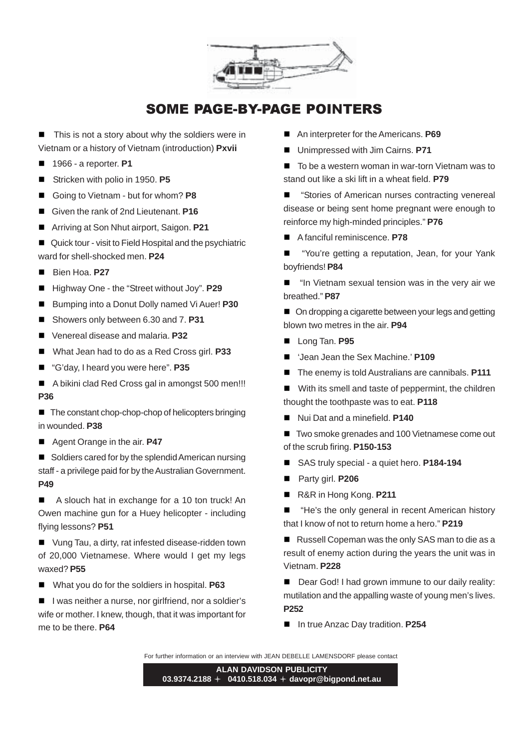# SOME PAGE-BY-PAGE POINTERS

- This is not a story about why the soldiers were in Vietnam or a history of Vietnam (introduction) **Pxvii**
- 1966 - a reporter. **P1**
- Stricken with polio in 1950. **P5**
- Going to Vietnam - but for whom? **P8**
- Given the rank of 2nd Lieutenant. **P16**
- Arriving at Son Nhut airport, Saigon. **P21**
- Quick tour - visit to Field Hospital and the psychiatric ward for shell-shocked men. **P24**
- Bien Hoa. **P27**
- Highway One - the "Street without Joy". **P29**
- Bumping into a Donut Dolly named Vi Auer! **P30**
- Showers only between 6.30 and 7. **P31**
- Venereal disease and malaria. **P32**
- What Jean had to do as a Red Cross girl. **P33**
- "G'day, I heard you were here". **P35**
- A bikini clad Red Cross gal in amongst 500 men!!! **P36**
- The constant chop-chop-chop of helicopters bringing in wounded. **P38**
- Agent Orange in the air. **P47**
- Soldiers cared for by the splendid American nursing staff - a privilege paid for by the Australian Government. **P49**
- A slouch hat in exchange for a 10 ton truck! An Owen machine gun for a Huey helicopter - including flying lessons? **P51**
- Vung Tau, a dirty, rat infested disease-ridden town of 20,000 Vietnamese. Where would I get my legs waxed? **P55**
- What you do for the soldiers in hospital. **P63**
- I was neither a nurse, nor girlfriend, nor a soldier's wife or mother. I knew, though, that it was important for me to be there. **P64**
- An interpreter for the Americans. **P69**
- Unimpressed with Jim Cairns. **P71**
- To be a western woman in war-torn Vietnam was to stand out like a ski lift in a wheat field. **P79**
- "Stories of American nurses contracting venereal disease or being sent home pregnant were enough to reinforce my high-minded principles." **P76**
- A fanciful reminiscence. **P78**
- "You're getting a reputation, Jean, for your Yank boyfriends! **P84**
- "In Vietnam sexual tension was in the very air we breathed." **P87**
- On dropping a cigarette between your legs and getting blown two metres in the air. **P94**
- Long Tan. **P95**
- 'Jean Jean the Sex Machine.' **P109**
- The enemy is told Australians are cannibals. **P111**
- With its smell and taste of peppermint, the children thought the toothpaste was to eat. **P118**
- Nui Dat and a minefield. **P140**
- Two smoke grenades and 100 Vietnamese come out of the scrub firing. **P150-153**
- SAS truly special - a quiet hero. **P184-194**
- Party girl. **P206**
- R&R in Hong Kong. **P211**
- "He's the only general in recent American history that I know of not to return home a hero." **P219**
- Russell Copeman was the only SAS man to die as a result of enemy action during the years the unit was in Vietnam. **P228**
- Dear God! I had grown immune to our daily reality: mutilation and the appalling waste of young men's lives. **P252**
- In true Anzac Day tradition. **P254**

For further information or an interview with JEAN DEBELLE LAMENSDORF please contact

**ALAN DAVIDSON PUBLICITY**
**03.9374.2188 + 0410.518.034 + davopr@bigpond.net.au**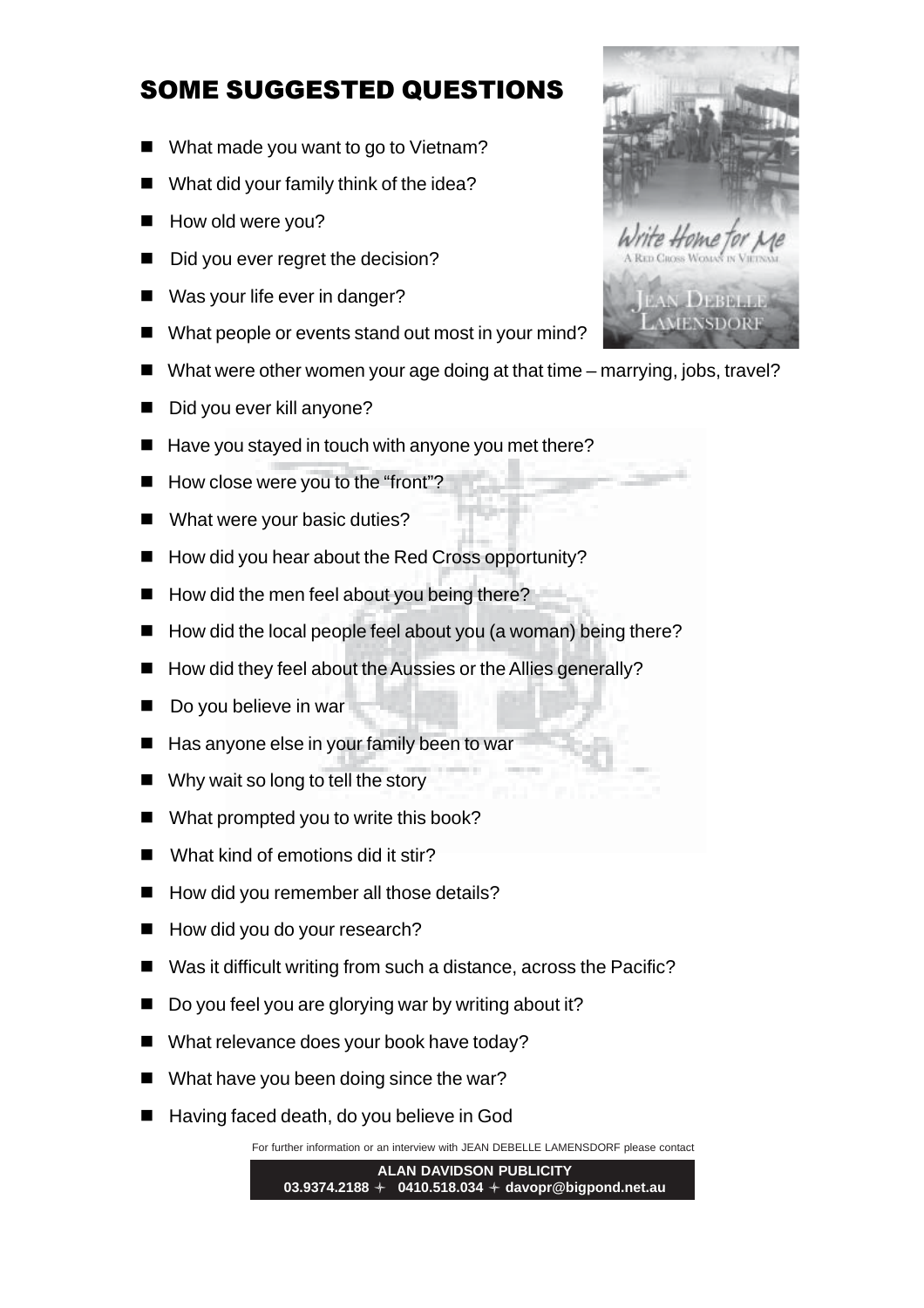## SOME SUGGESTED QUESTIONS

- What made you want to go to Vietnam?
- What did your family think of the idea?
- How old were you?
- Did you ever regret the decision?
- Was your life ever in danger?
- What people or events stand out most in your mind?
- What were other women your age doing at that time – marrying, jobs, travel?
- Did you ever kill anyone?
- Have you stayed in touch with anyone you met there?
- How close were you to the "front"?
- What were your basic duties?
- How did you hear about the Red Cross opportunity?
- How did the men feel about you being there?
- How did the local people feel about you (a woman) being there?
- How did they feel about the Aussies or the Allies generally?
- Do you believe in war
- Has anyone else in your family been to war
- Why wait so long to tell the story
- What prompted you to write this book?
- What kind of emotions did it stir?
- How did you remember all those details?
- How did you do your research?
- Was it difficult writing from such a distance, across the Pacific?
- Do you feel you are glorying war by writing about it?
- What relevance does your book have today?
- What have you been doing since the war?
- Having faced death, do you believe in God

For further information or an interview with JEAN DEBELLE LAMENSDORF please contact

**ALAN DAVIDSON PUBLICITY**
**03.9374.2188 + 0410.518.034 + davopr@bigpond.net.au**